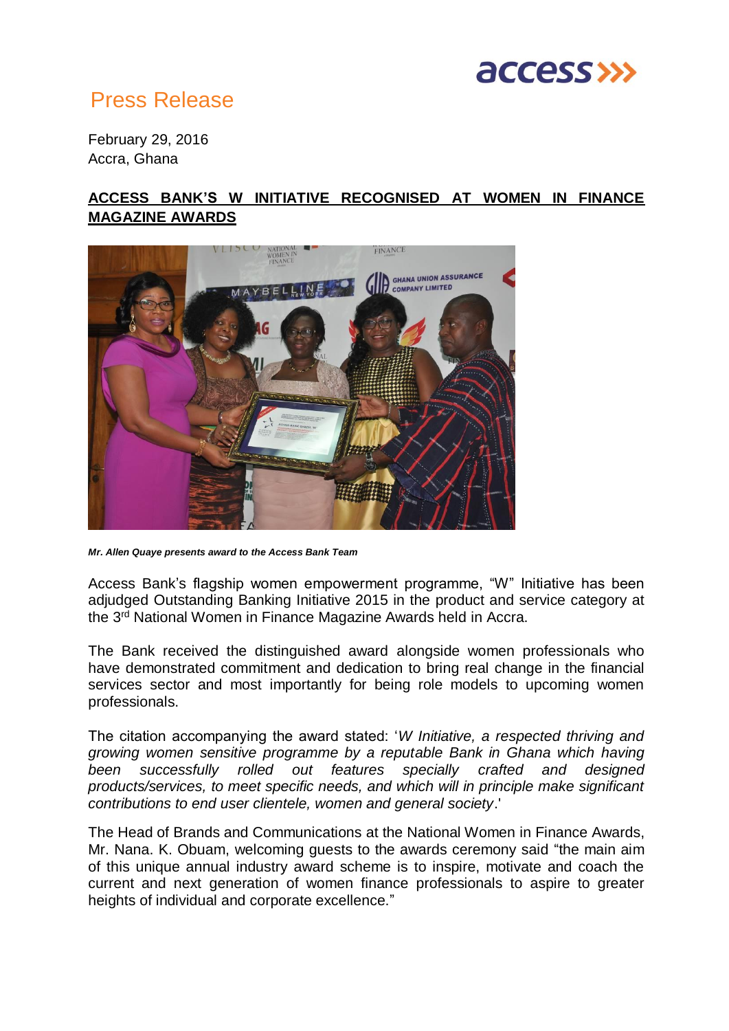# Press Release

February 29, 2016
Accra, Ghana

## ACCESS BANK'S W INITIATIVE RECOGNISED AT WOMEN IN FINANCE MAGAZINE AWARDS

***Mr. Allen Quaye presents award to the Access Bank Team***

Access Bank's flagship women empowerment programme, "W" Initiative has been adjudged Outstanding Banking Initiative 2015 in the product and service category at the 3rd National Women in Finance Magazine Awards held in Accra.

The Bank received the distinguished award alongside women professionals who have demonstrated commitment and dedication to bring real change in the financial services sector and most importantly for being role models to upcoming women professionals.

The citation accompanying the award stated: '*W Initiative, a respected thriving and growing women sensitive programme by a reputable Bank in Ghana which having been successfully rolled out features specially crafted and designed products/services, to meet specific needs, and which will in principle make significant contributions to end user clientele, women and general society*.'

The Head of Brands and Communications at the National Women in Finance Awards, Mr. Nana. K. Obuam, welcoming guests to the awards ceremony said "the main aim of this unique annual industry award scheme is to inspire, motivate and coach the current and next generation of women finance professionals to aspire to greater heights of individual and corporate excellence."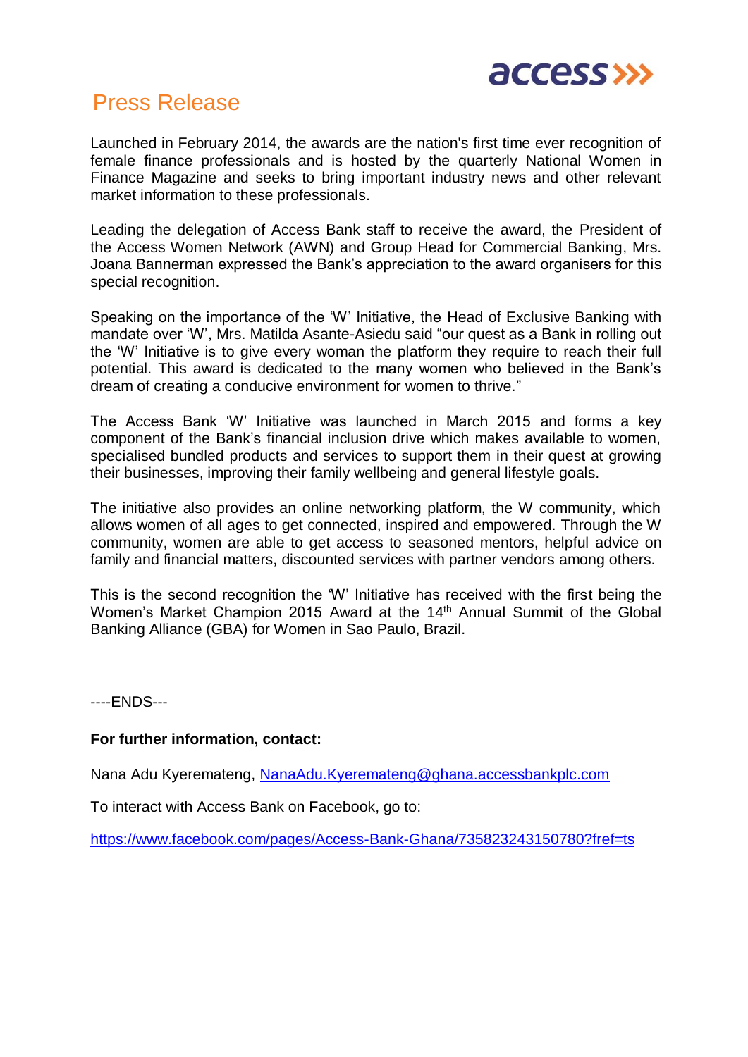## Press Release

Launched in February 2014, the awards are the nation's first time ever recognition of female finance professionals and is hosted by the quarterly National Women in Finance Magazine and seeks to bring important industry news and other relevant market information to these professionals.

Leading the delegation of Access Bank staff to receive the award, the President of the Access Women Network (AWN) and Group Head for Commercial Banking, Mrs. Joana Bannerman expressed the Bank's appreciation to the award organisers for this special recognition.

Speaking on the importance of the 'W' Initiative, the Head of Exclusive Banking with mandate over 'W', Mrs. Matilda Asante-Asiedu said "our quest as a Bank in rolling out the 'W' Initiative is to give every woman the platform they require to reach their full potential. This award is dedicated to the many women who believed in the Bank's dream of creating a conducive environment for women to thrive."

The Access Bank 'W' Initiative was launched in March 2015 and forms a key component of the Bank's financial inclusion drive which makes available to women, specialised bundled products and services to support them in their quest at growing their businesses, improving their family wellbeing and general lifestyle goals.

The initiative also provides an online networking platform, the W community, which allows women of all ages to get connected, inspired and empowered. Through the W community, women are able to get access to seasoned mentors, helpful advice on family and financial matters, discounted services with partner vendors among others.

This is the second recognition the 'W' Initiative has received with the first being the Women's Market Champion 2015 Award at the 14th Annual Summit of the Global Banking Alliance (GBA) for Women in Sao Paulo, Brazil.

----ENDS---

**For further information, contact:**

Nana Adu Kyeremateng, NanaAdu.Kyeremateng@ghana.accessbankplc.com

To interact with Access Bank on Facebook, go to:

https://www.facebook.com/pages/Access-Bank-Ghana/735823243150780?fref=ts